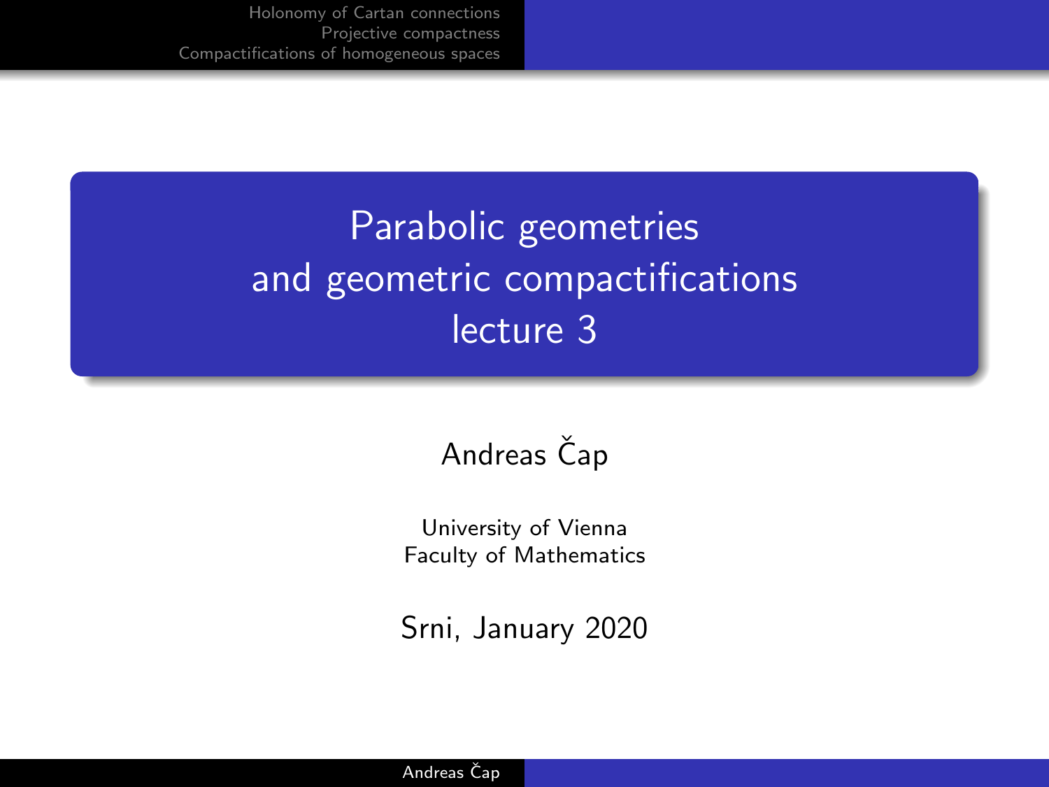# Parabolic geometries and geometric compactifications lecture 3

Andreas Čap

University of Vienna
Faculty of Mathematics

Srni, January 2020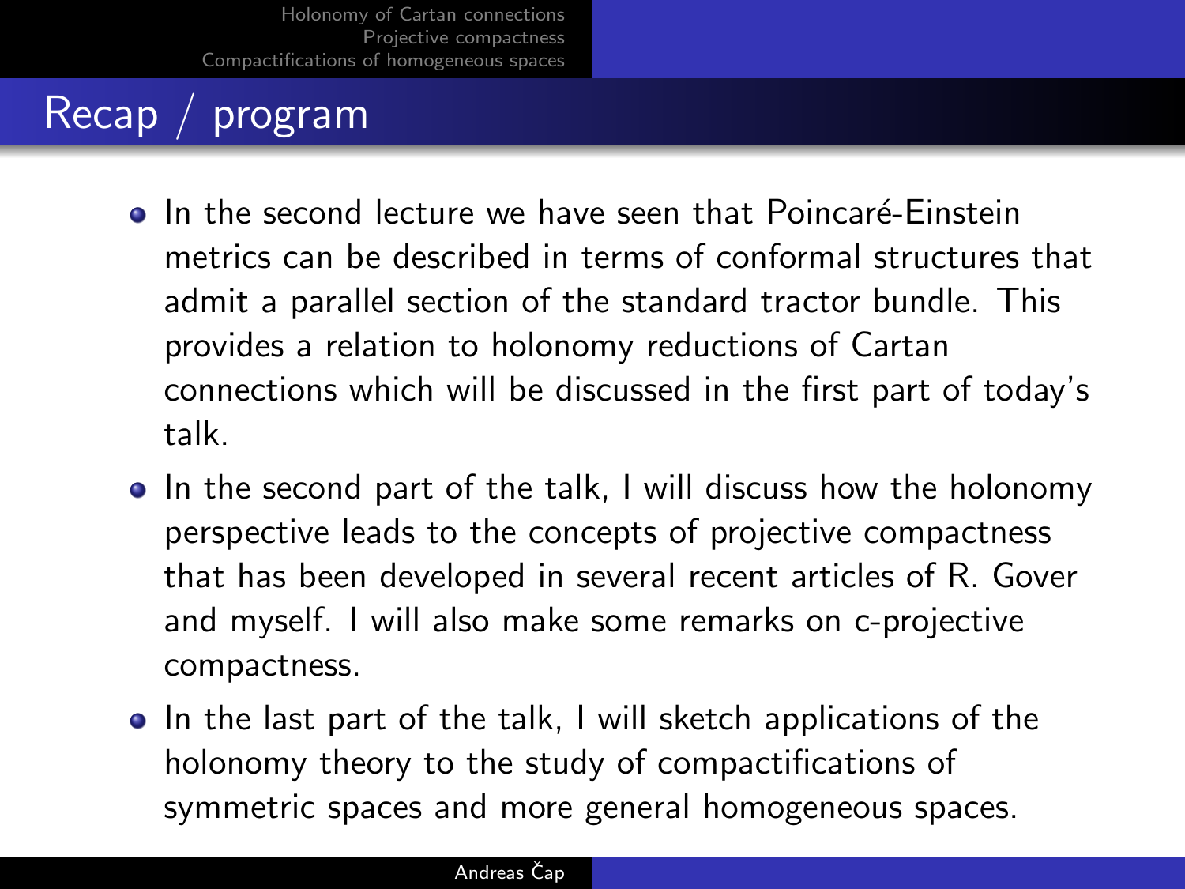# Recap / program

- In the second lecture we have seen that Poincaré-Einstein metrics can be described in terms of conformal structures that admit a parallel section of the standard tractor bundle. This provides a relation to holonomy reductions of Cartan connections which will be discussed in the first part of today's talk.
- In the second part of the talk, I will discuss how the holonomy perspective leads to the concepts of projective compactness that has been developed in several recent articles of R. Gover and myself. I will also make some remarks on c-projective compactness.
- In the last part of the talk, I will sketch applications of the holonomy theory to the study of compactifications of symmetric spaces and more general homogeneous spaces.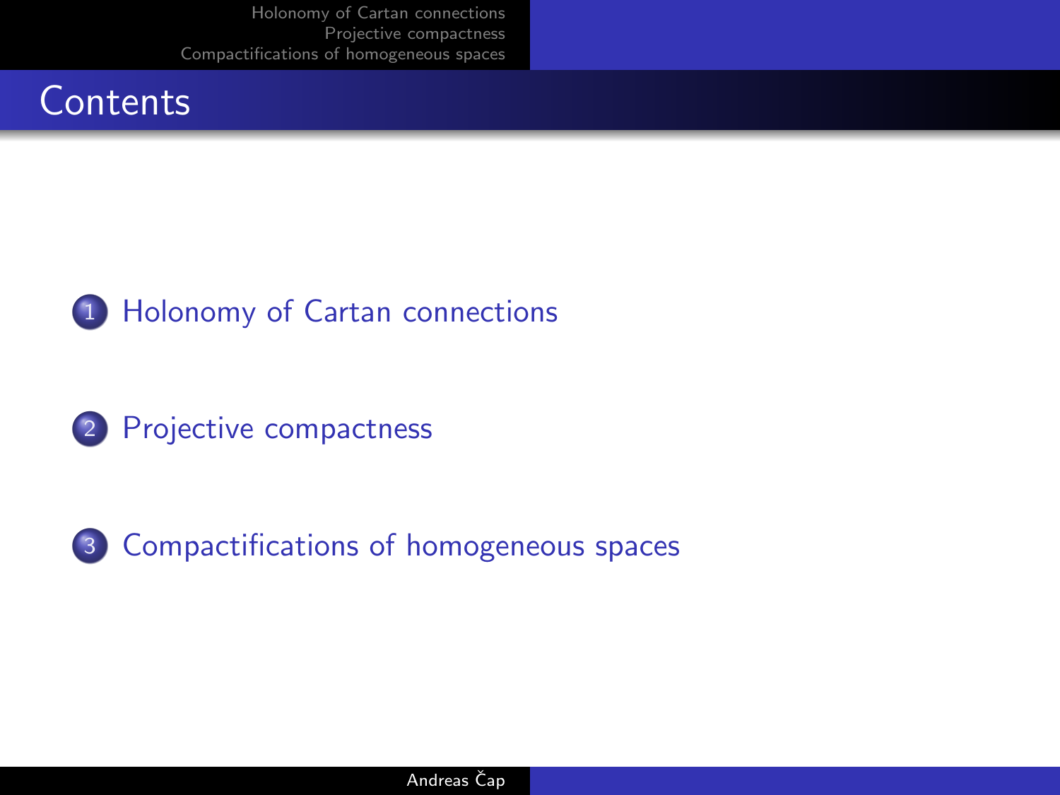# Contents

1. Holonomy of Cartan connections
2. Projective compactness
3. Compactifications of homogeneous spaces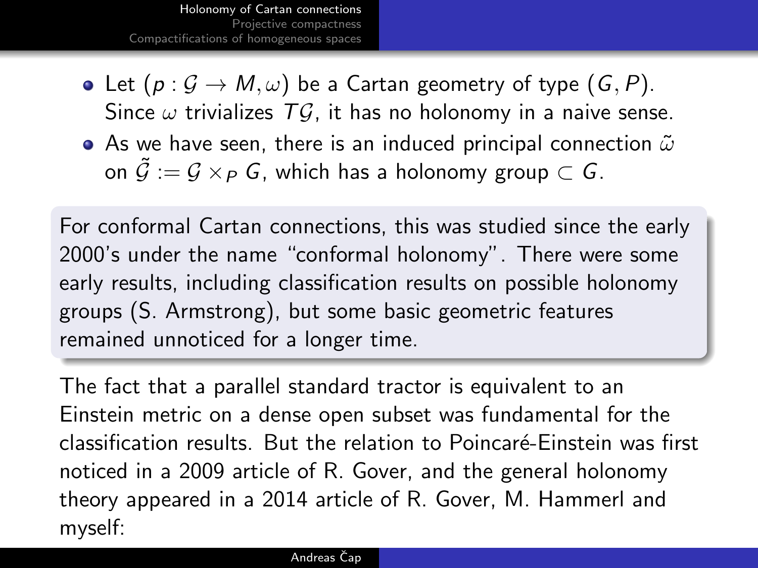- Let $(p : \mathcal{G} \to M, \omega)$ be a Cartan geometry of type $(G, P)$. Since $\omega$ trivializes $T\mathcal{G}$, it has no holonomy in a naive sense.
- As we have seen, there is an induced principal connection $\tilde{\omega}$ on $\tilde{\mathcal{G}} := \mathcal{G} \times_P G$, which has a holonomy group $\subset G$.

For conformal Cartan connections, this was studied since the early 2000's under the name "conformal holonomy". There were some early results, including classification results on possible holonomy groups (S. Armstrong), but some basic geometric features remained unnoticed for a longer time.

The fact that a parallel standard tractor is equivalent to an Einstein metric on a dense open subset was fundamental for the classification results. But the relation to Poincaré-Einstein was first noticed in a 2009 article of R. Gover, and the general holonomy theory appeared in a 2014 article of R. Gover, M. Hammerl and myself: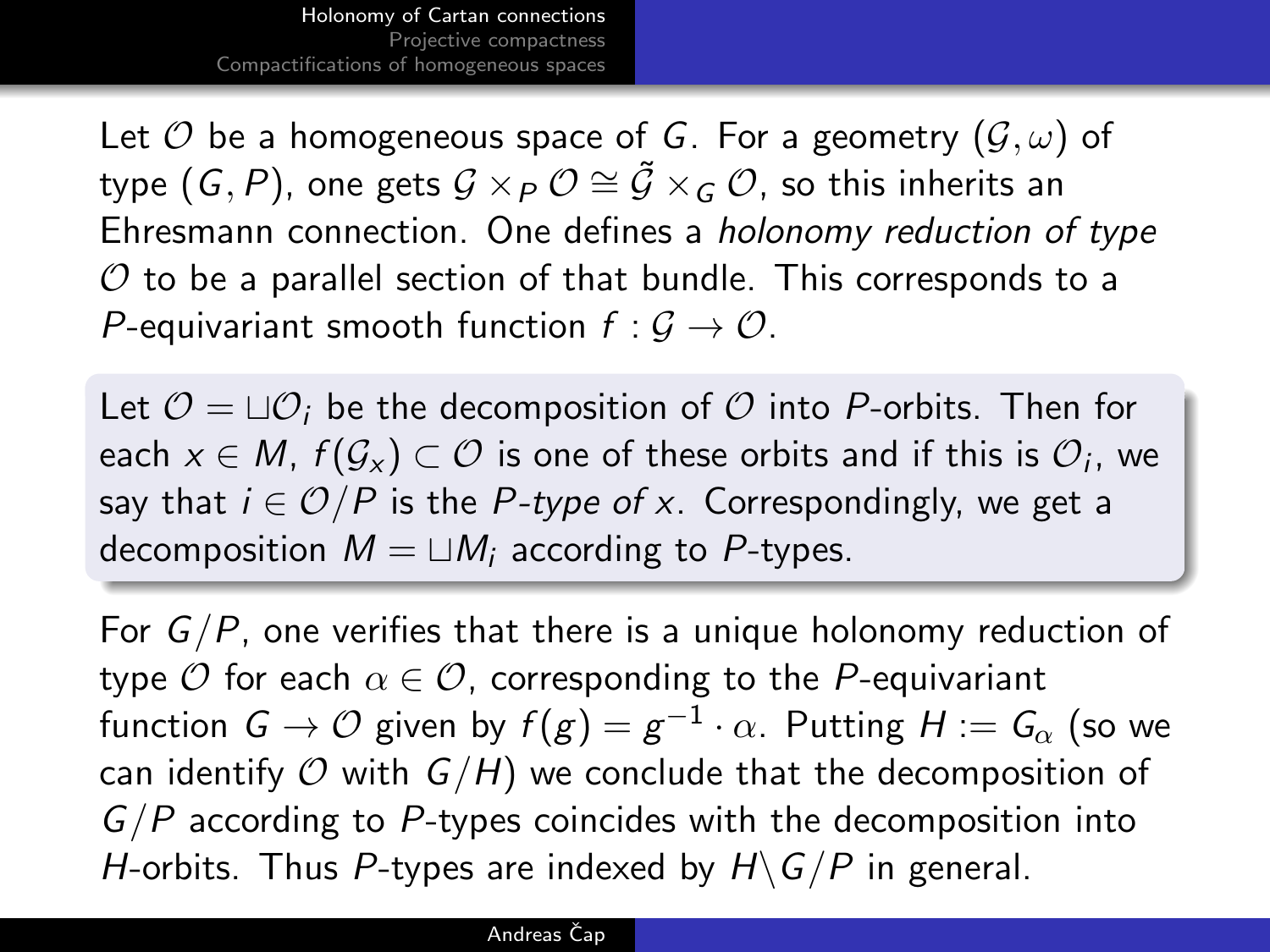Let $\mathcal{O}$ be a homogeneous space of $G$. For a geometry $(\mathcal{G}, \omega)$ of type $(G, P)$, one gets $\mathcal{G} \times_P \mathcal{O} \cong \tilde{\mathcal{G}} \times_G \mathcal{O}$, so this inherits an Ehresmann connection. One defines a *holonomy reduction of type* $\mathcal{O}$ to be a parallel section of that bundle. This corresponds to a $P$-equivariant smooth function $f : \mathcal{G} \to \mathcal{O}$.

Let $\mathcal{O} = \sqcup \mathcal{O}_i$ be the decomposition of $\mathcal{O}$ into $P$-orbits. Then for each $x \in M$, $f(\mathcal{G}_x) \subset \mathcal{O}$ is one of these orbits and if this is $\mathcal{O}_i$, we say that $i \in \mathcal{O}/P$ is the *$P$-type of $x$*. Correspondingly, we get a decomposition $M = \sqcup M_i$ according to $P$-types.

For $G/P$, one verifies that there is a unique holonomy reduction of type $\mathcal{O}$ for each $\alpha \in \mathcal{O}$, corresponding to the $P$-equivariant function $G \to \mathcal{O}$ given by $f(g) = g^{-1} \cdot \alpha$. Putting $H := G_\alpha$ (so we can identify $\mathcal{O}$ with $G/H$) we conclude that the decomposition of $G/P$ according to $P$-types coincides with the decomposition into $H$-orbits. Thus $P$-types are indexed by $H \backslash G / P$ in general.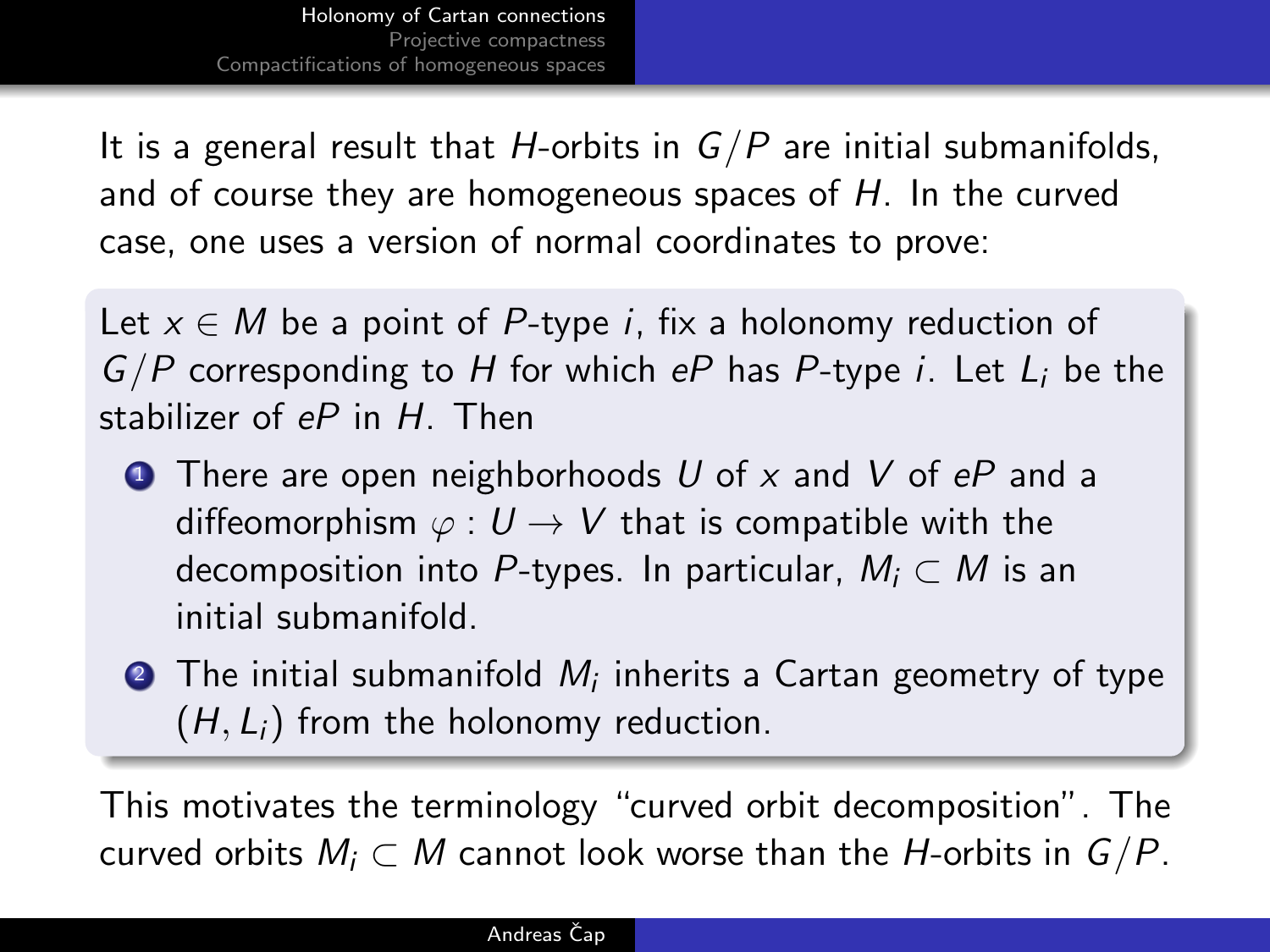It is a general result that $H$-orbits in $G/P$ are initial submanifolds, and of course they are homogeneous spaces of $H$. In the curved case, one uses a version of normal coordinates to prove:

> Let $x \in M$ be a point of $P$-type $i$, fix a holonomy reduction of $G/P$ corresponding to $H$ for which $eP$ has $P$-type $i$. Let $L_i$ be the stabilizer of $eP$ in $H$. Then
>
> 1. There are open neighborhoods $U$ of $x$ and $V$ of $eP$ and a diffeomorphism $\varphi : U \to V$ that is compatible with the decomposition into $P$-types. In particular, $M_i \subset M$ is an initial submanifold.
> 2. The initial submanifold $M_i$ inherits a Cartan geometry of type $(H, L_i)$ from the holonomy reduction.

This motivates the terminology "curved orbit decomposition". The curved orbits $M_i \subset M$ cannot look worse than the $H$-orbits in $G/P$.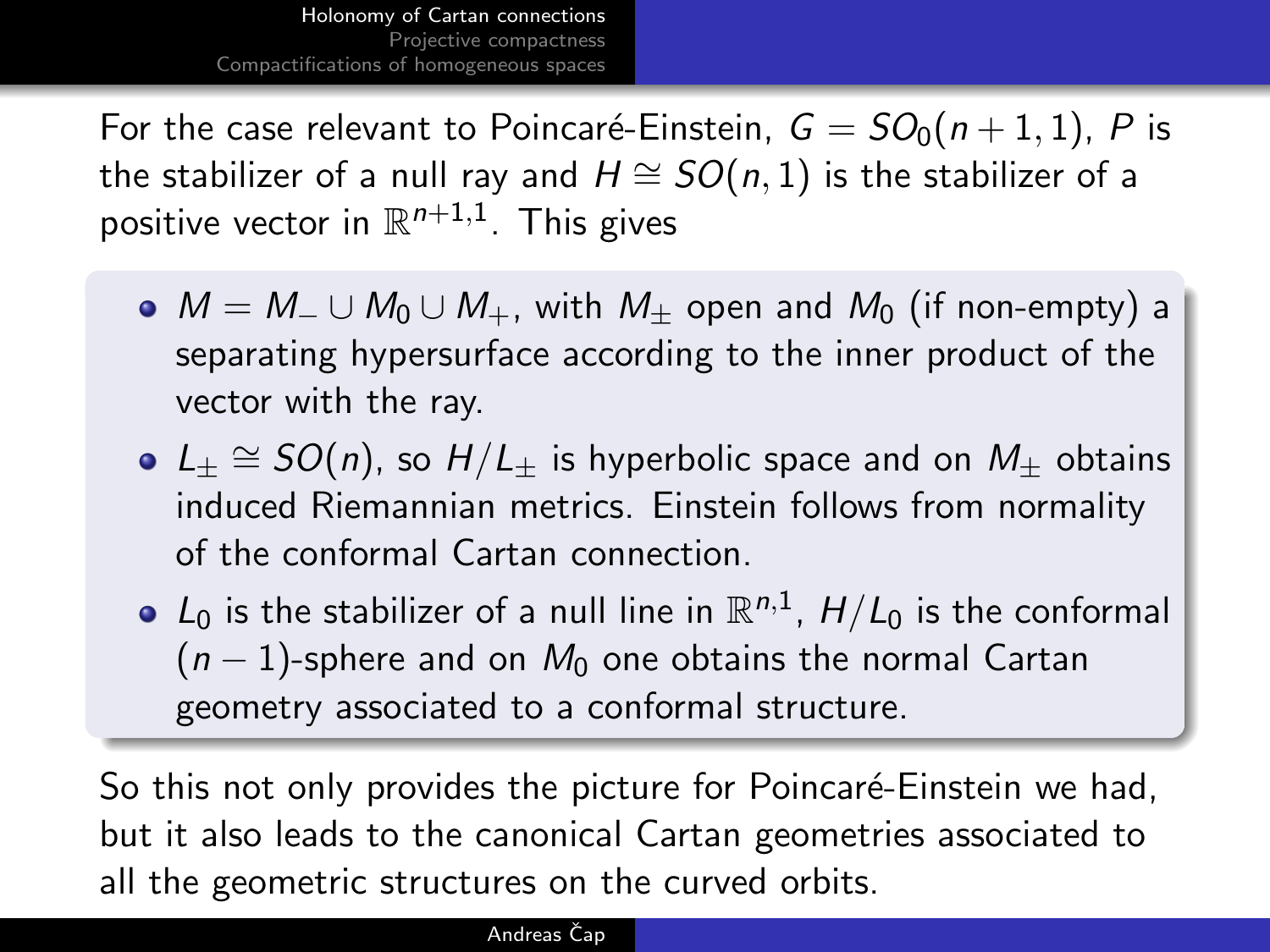For the case relevant to Poincaré-Einstein, $G = SO_0(n+1,1)$, $P$ is the stabilizer of a null ray and $H \cong SO(n,1)$ is the stabilizer of a positive vector in $\mathbb{R}^{n+1,1}$. This gives

- $M = M_- \cup M_0 \cup M_+$, with $M_\pm$ open and $M_0$ (if non-empty) a separating hypersurface according to the inner product of the vector with the ray.
- $L_\pm \cong SO(n)$, so $H/L_\pm$ is hyperbolic space and on $M_\pm$ obtains induced Riemannian metrics. Einstein follows from normality of the conformal Cartan connection.
- $L_0$ is the stabilizer of a null line in $\mathbb{R}^{n,1}$, $H/L_0$ is the conformal $(n-1)$-sphere and on $M_0$ one obtains the normal Cartan geometry associated to a conformal structure.

So this not only provides the picture for Poincaré-Einstein we had, but it also leads to the canonical Cartan geometries associated to all the geometric structures on the curved orbits.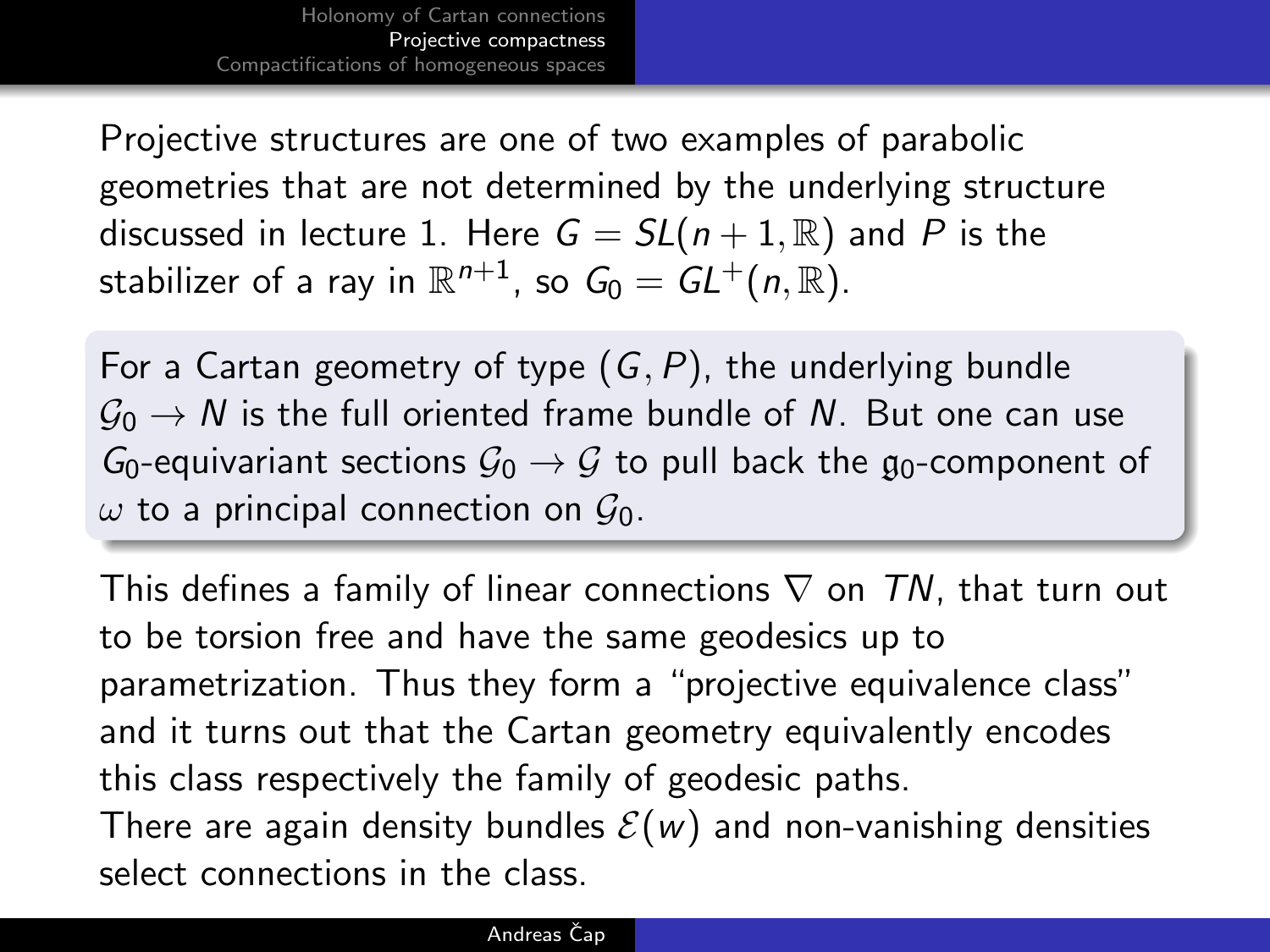Projective structures are one of two examples of parabolic geometries that are not determined by the underlying structure discussed in lecture 1. Here $G = SL(n+1, \mathbb{R})$ and $P$ is the stabilizer of a ray in $\mathbb{R}^{n+1}$, so $G_0 = GL^+(n, \mathbb{R})$.

For a Cartan geometry of type $(G, P)$, the underlying bundle $\mathcal{G}_0 \to N$ is the full oriented frame bundle of $N$. But one can use $G_0$-equivariant sections $\mathcal{G}_0 \to \mathcal{G}$ to pull back the $\mathfrak{g}_0$-component of $\omega$ to a principal connection on $\mathcal{G}_0$.

This defines a family of linear connections $\nabla$ on $TN$, that turn out to be torsion free and have the same geodesics up to parametrization. Thus they form a "projective equivalence class" and it turns out that the Cartan geometry equivalently encodes this class respectively the family of geodesic paths.
There are again density bundles $\mathcal{E}(w)$ and non-vanishing densities select connections in the class.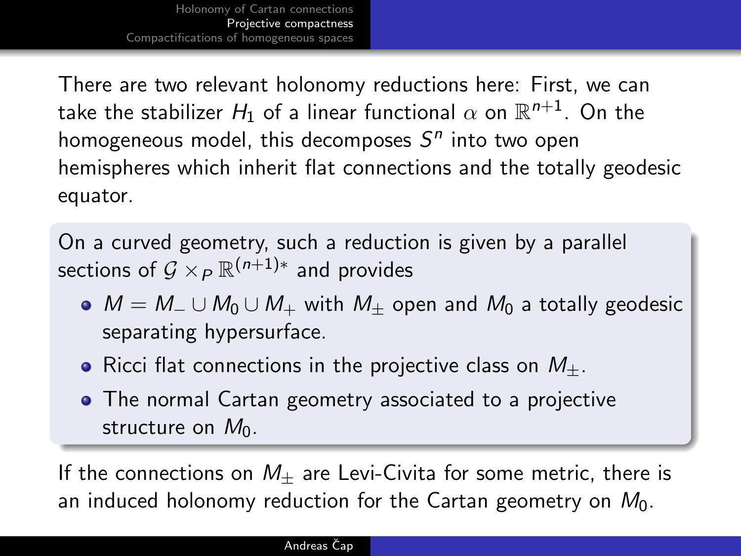There are two relevant holonomy reductions here: First, we can take the stabilizer $H_1$ of a linear functional $\alpha$ on $\mathbb{R}^{n+1}$. On the homogeneous model, this decomposes $S^n$ into two open hemispheres which inherit flat connections and the totally geodesic equator.

On a curved geometry, such a reduction is given by a parallel sections of $\mathcal{G} \times_P \mathbb{R}^{(n+1)*}$ and provides

- $M = M_- \cup M_0 \cup M_+$ with $M_\pm$ open and $M_0$ a totally geodesic separating hypersurface.
- Ricci flat connections in the projective class on $M_\pm$.
- The normal Cartan geometry associated to a projective structure on $M_0$.

If the connections on $M_\pm$ are Levi-Civita for some metric, there is an induced holonomy reduction for the Cartan geometry on $M_0$.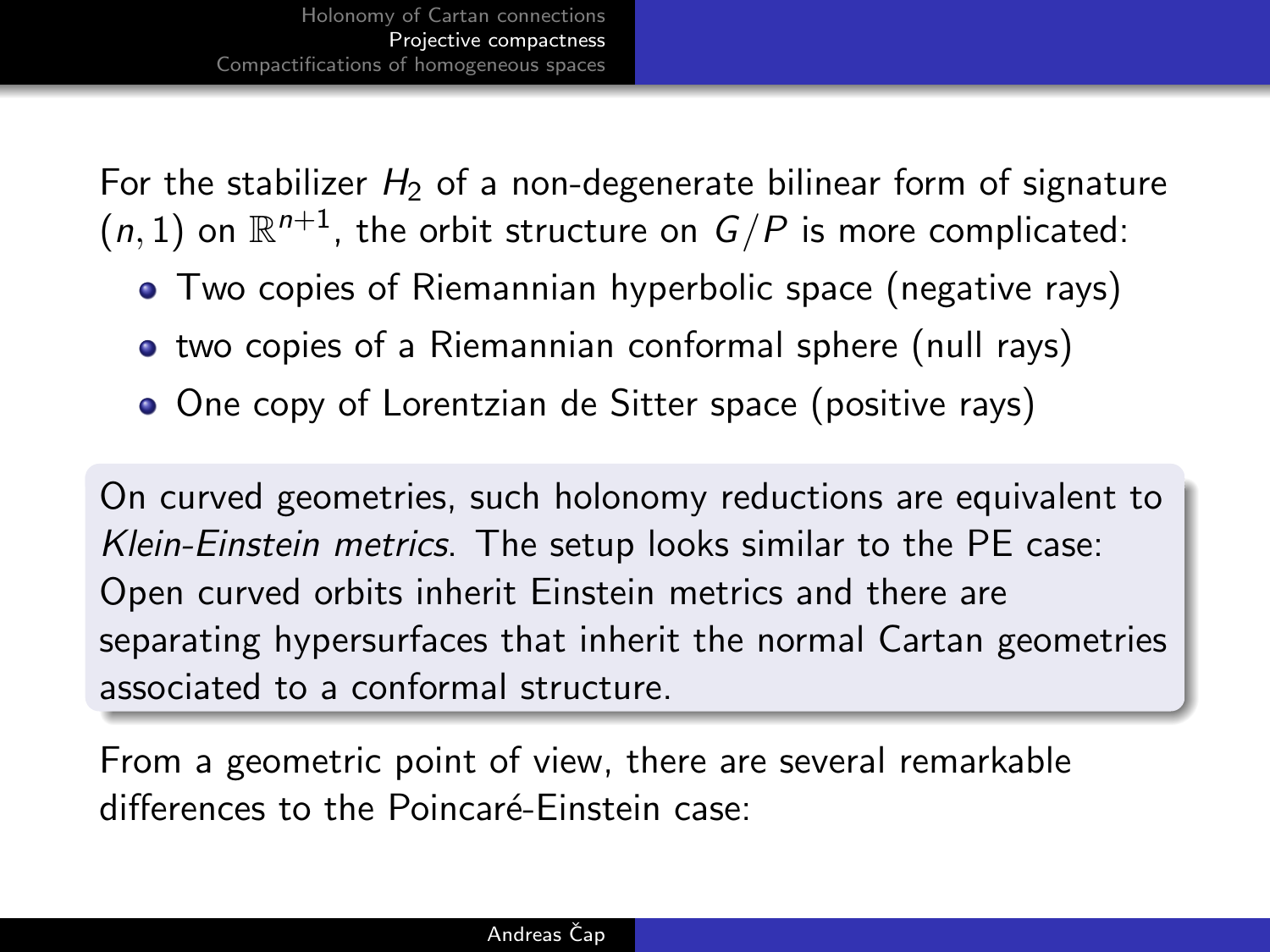For the stabilizer $H_2$ of a non-degenerate bilinear form of signature $(n, 1)$ on $\mathbb{R}^{n+1}$, the orbit structure on $G/P$ is more complicated:

- Two copies of Riemannian hyperbolic space (negative rays)
- two copies of a Riemannian conformal sphere (null rays)
- One copy of Lorentzian de Sitter space (positive rays)

On curved geometries, such holonomy reductions are equivalent to *Klein-Einstein metrics*. The setup looks similar to the PE case: Open curved orbits inherit Einstein metrics and there are separating hypersurfaces that inherit the normal Cartan geometries associated to a conformal structure.

From a geometric point of view, there are several remarkable differences to the Poincaré-Einstein case: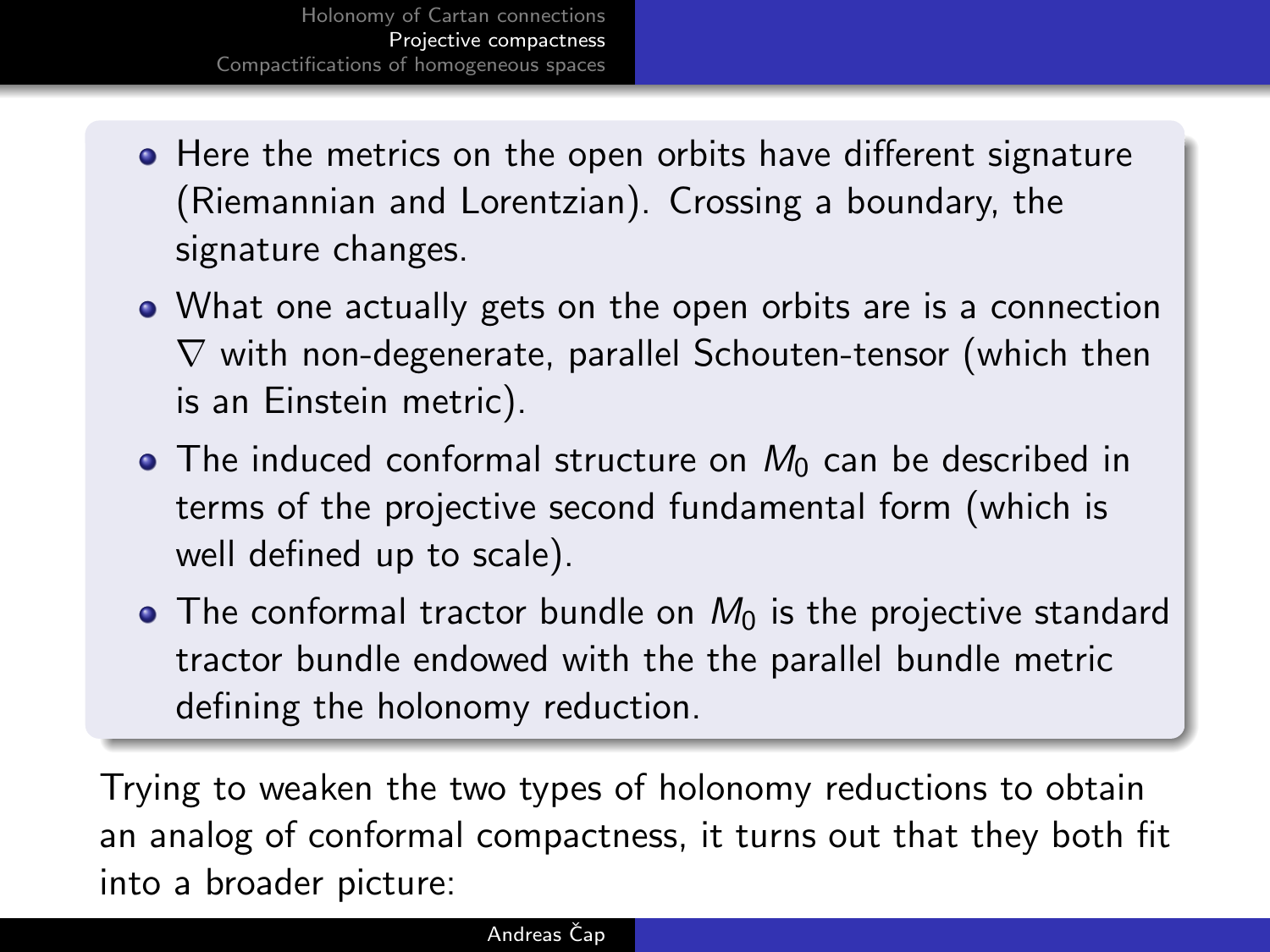- Here the metrics on the open orbits have different signature (Riemannian and Lorentzian). Crossing a boundary, the signature changes.
- What one actually gets on the open orbits are is a connection $\nabla$ with non-degenerate, parallel Schouten-tensor (which then is an Einstein metric).
- The induced conformal structure on $M_0$ can be described in terms of the projective second fundamental form (which is well defined up to scale).
- The conformal tractor bundle on $M_0$ is the projective standard tractor bundle endowed with the the parallel bundle metric defining the holonomy reduction.

Trying to weaken the two types of holonomy reductions to obtain an analog of conformal compactness, it turns out that they both fit into a broader picture: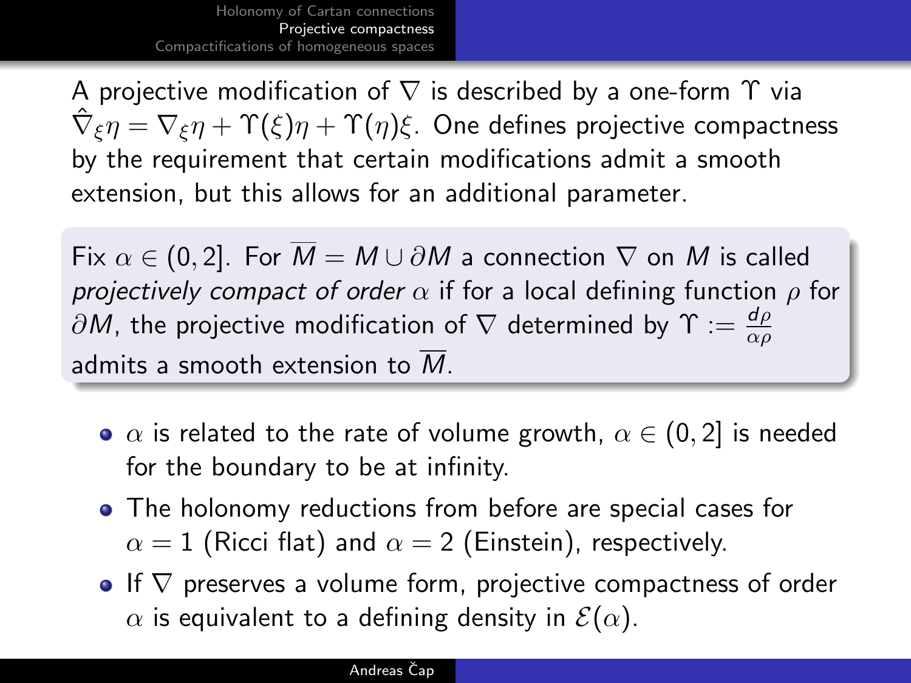A projective modification of $\nabla$ is described by a one-form $\Upsilon$ via $\hat{\nabla}_\xi \eta = \nabla_\xi \eta + \Upsilon(\xi)\eta + \Upsilon(\eta)\xi$. One defines projective compactness by the requirement that certain modifications admit a smooth extension, but this allows for an additional parameter.

Fix $\alpha \in (0, 2]$. For $\overline{M} = M \cup \partial M$ a connection $\nabla$ on $M$ is called *projectively compact of order* $\alpha$ if for a local defining function $\rho$ for $\partial M$, the projective modification of $\nabla$ determined by $\Upsilon := \frac{d\rho}{\alpha\rho}$ admits a smooth extension to $\overline{M}$.

- $\alpha$ is related to the rate of volume growth, $\alpha \in (0, 2]$ is needed for the boundary to be at infinity.
- The holonomy reductions from before are special cases for $\alpha = 1$ (Ricci flat) and $\alpha = 2$ (Einstein), respectively.
- If $\nabla$ preserves a volume form, projective compactness of order $\alpha$ is equivalent to a defining density in $\mathcal{E}(\alpha)$.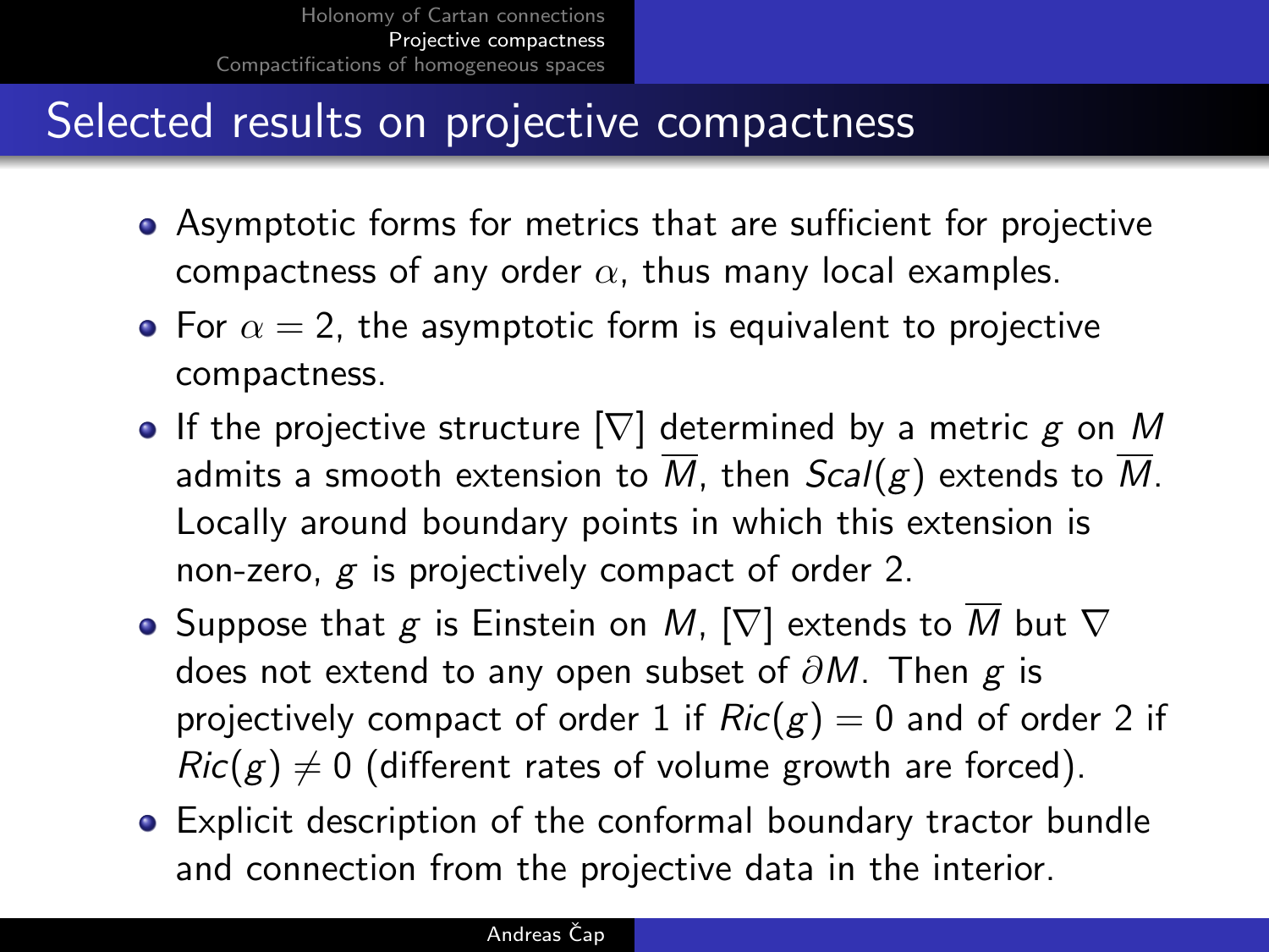## Selected results on projective compactness

- Asymptotic forms for metrics that are sufficient for projective compactness of any order $\alpha$, thus many local examples.
- For $\alpha = 2$, the asymptotic form is equivalent to projective compactness.
- If the projective structure $[\nabla]$ determined by a metric $g$ on $M$ admits a smooth extension to $\overline{M}$, then $Scal(g)$ extends to $\overline{M}$. Locally around boundary points in which this extension is non-zero, $g$ is projectively compact of order 2.
- Suppose that $g$ is Einstein on $M$, $[\nabla]$ extends to $\overline{M}$ but $\nabla$ does not extend to any open subset of $\partial M$. Then $g$ is projectively compact of order 1 if $Ric(g) = 0$ and of order 2 if $Ric(g) \neq 0$ (different rates of volume growth are forced).
- Explicit description of the conformal boundary tractor bundle and connection from the projective data in the interior.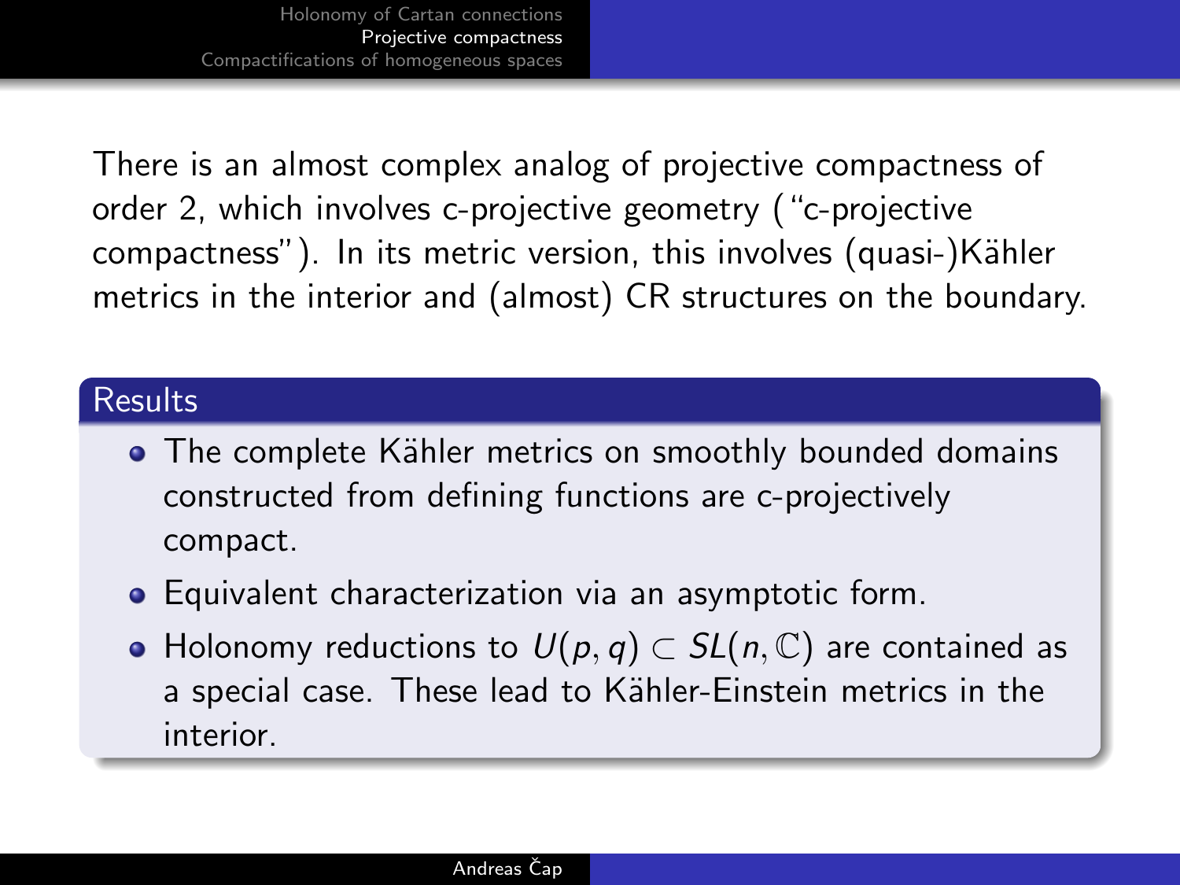There is an almost complex analog of projective compactness of order 2, which involves c-projective geometry ("c-projective compactness"). In its metric version, this involves (quasi-)Kähler metrics in the interior and (almost) CR structures on the boundary.

### Results

- The complete Kähler metrics on smoothly bounded domains constructed from defining functions are c-projectively compact.
- Equivalent characterization via an asymptotic form.
- Holonomy reductions to $U(p,q) \subset SL(n,\mathbb{C})$ are contained as a special case. These lead to Kähler-Einstein metrics in the interior.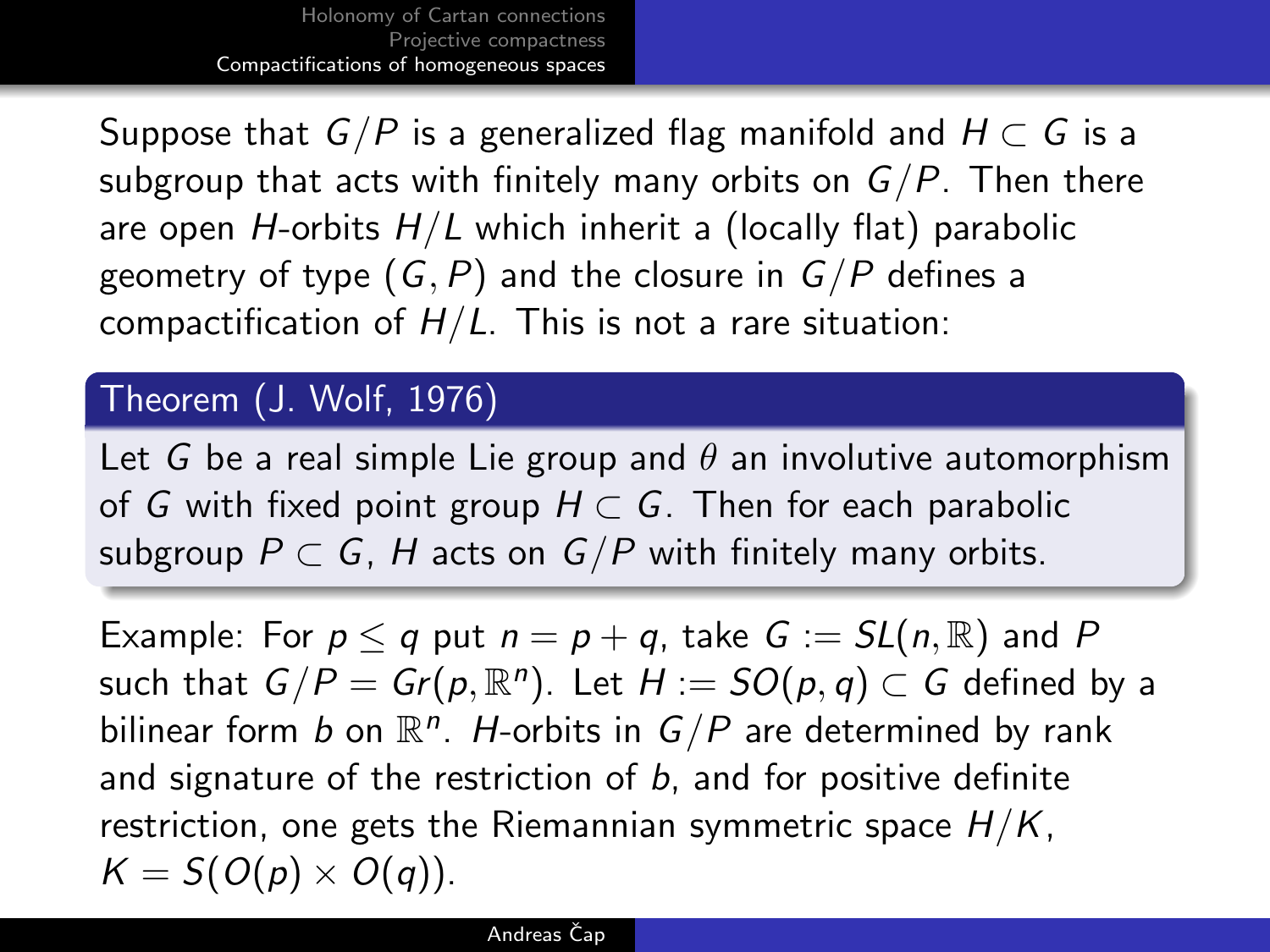Suppose that $G/P$ is a generalized flag manifold and $H \subset G$ is a subgroup that acts with finitely many orbits on $G/P$. Then there are open $H$-orbits $H/L$ which inherit a (locally flat) parabolic geometry of type $(G, P)$ and the closure in $G/P$ defines a compactification of $H/L$. This is not a rare situation:

**Theorem (J. Wolf, 1976)**

Let $G$ be a real simple Lie group and $\theta$ an involutive automorphism of $G$ with fixed point group $H \subset G$. Then for each parabolic subgroup $P \subset G$, $H$ acts on $G/P$ with finitely many orbits.

Example: For $p \leq q$ put $n = p + q$, take $G := SL(n, \mathbb{R})$ and $P$ such that $G/P = Gr(p, \mathbb{R}^n)$. Let $H := SO(p, q) \subset G$ defined by a bilinear form $b$ on $\mathbb{R}^n$. $H$-orbits in $G/P$ are determined by rank and signature of the restriction of $b$, and for positive definite restriction, one gets the Riemannian symmetric space $H/K$, $K = S(O(p) \times O(q))$.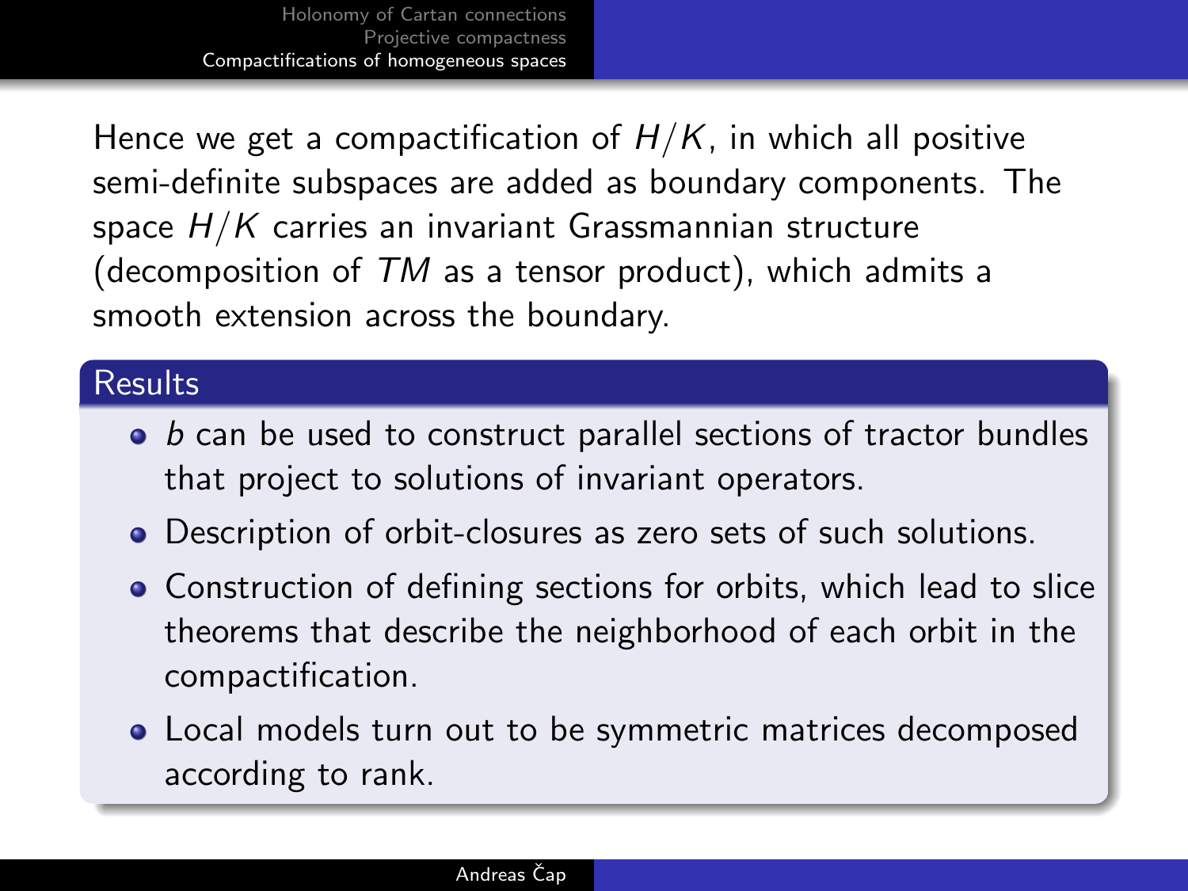Hence we get a compactification of $H/K$, in which all positive semi-definite subspaces are added as boundary components. The space $H/K$ carries an invariant Grassmannian structure (decomposition of $TM$ as a tensor product), which admits a smooth extension across the boundary.

### Results

- $b$ can be used to construct parallel sections of tractor bundles that project to solutions of invariant operators.
- Description of orbit-closures as zero sets of such solutions.
- Construction of defining sections for orbits, which lead to slice theorems that describe the neighborhood of each orbit in the compactification.
- Local models turn out to be symmetric matrices decomposed according to rank.